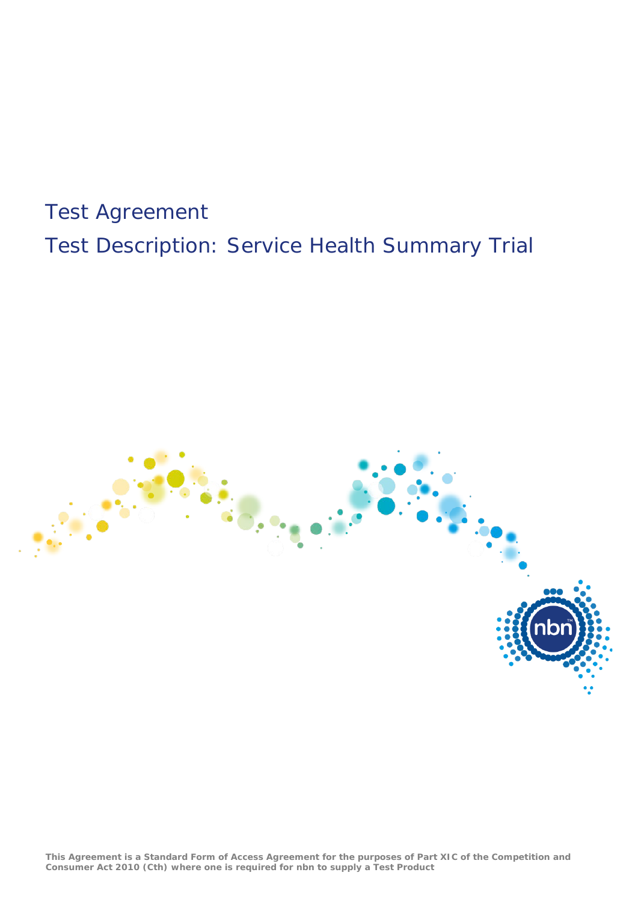# Test Agreement

# Test Description: Service Health Summary Trial

**This Agreement is a Standard Form of Access Agreement for the purposes of Part XIC of the Competition and Consumer Act 2010 (Cth) where one is required for nbn to supply a Test Product**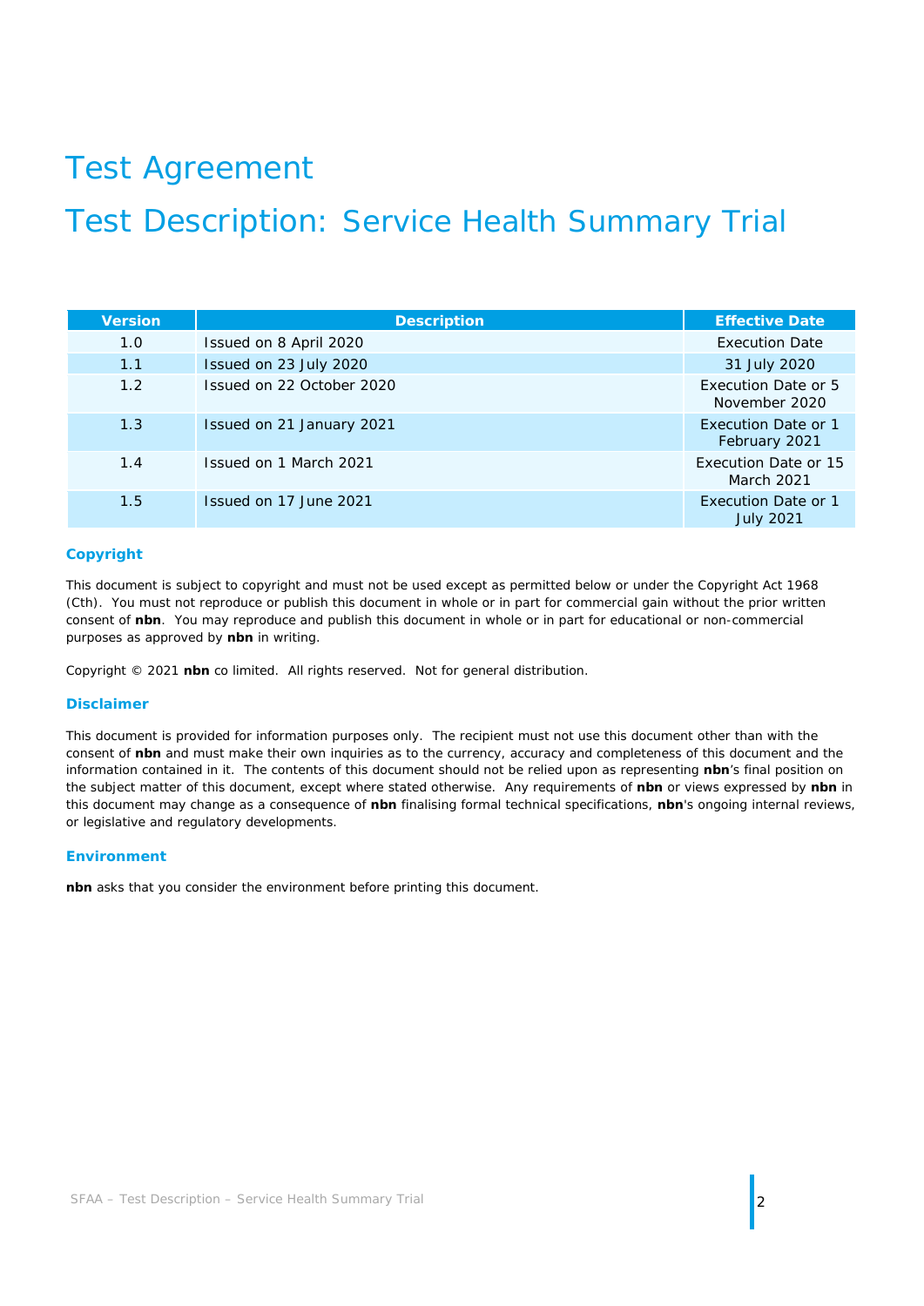# Test Agreement

# Test Description: Service Health Summary Trial

| Version | Description | Effective Date |
|---|---|---|
| 1.0 | Issued on 8 April 2020 | Execution Date |
| 1.1 | Issued on 23 July 2020 | 31 July 2020 |
| 1.2 | Issued on 22 October 2020 | Execution Date or 5 November 2020 |
| 1.3 | Issued on 21 January 2021 | Execution Date or 1 February 2021 |
| 1.4 | Issued on 1 March 2021 | Execution Date or 15 March 2021 |
| 1.5 | Issued on 17 June 2021 | Execution Date or 1 July 2021 |

### Copyright

This document is subject to copyright and must not be used except as permitted below or under the Copyright Act 1968 (Cth). You must not reproduce or publish this document in whole or in part for commercial gain without the prior written consent of **nbn**. You may reproduce and publish this document in whole or in part for educational or non-commercial purposes as approved by **nbn** in writing.

Copyright © 2021 **nbn** co limited. All rights reserved. Not for general distribution.

### Disclaimer

This document is provided for information purposes only. The recipient must not use this document other than with the consent of **nbn** and must make their own inquiries as to the currency, accuracy and completeness of this document and the information contained in it. The contents of this document should not be relied upon as representing **nbn**'s final position on the subject matter of this document, except where stated otherwise. Any requirements of **nbn** or views expressed by **nbn** in this document may change as a consequence of **nbn** finalising formal technical specifications, **nbn**'s ongoing internal reviews, or legislative and regulatory developments.

### Environment

**nbn** asks that you consider the environment before printing this document.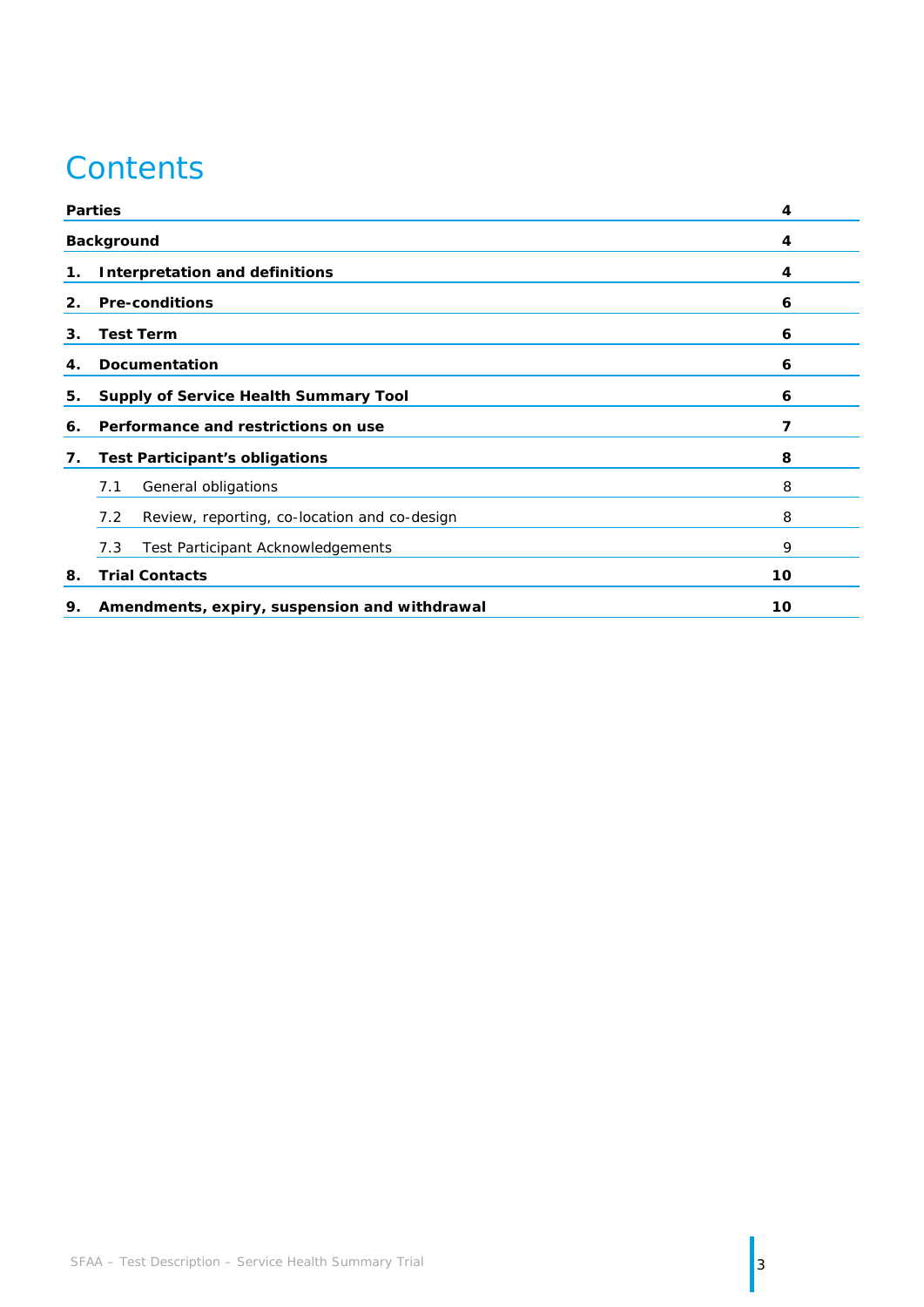# Contents

| | | |
|---|---|---|
| **Parties** | | **4** |
| **Background** | | **4** |
| **1.** | **Interpretation and definitions** | **4** |
| **2.** | **Pre-conditions** | **6** |
| **3.** | **Test Term** | **6** |
| **4.** | **Documentation** | **6** |
| **5.** | **Supply of Service Health Summary Tool** | **6** |
| **6.** | **Performance and restrictions on use** | **7** |
| **7.** | **Test Participant's obligations** | **8** |
| | 7.1 General obligations | 8 |
| | 7.2 Review, reporting, co-location and co-design | 8 |
| | 7.3 Test Participant Acknowledgements | 9 |
| **8.** | **Trial Contacts** | **10** |
| **9.** | **Amendments, expiry, suspension and withdrawal** | **10** |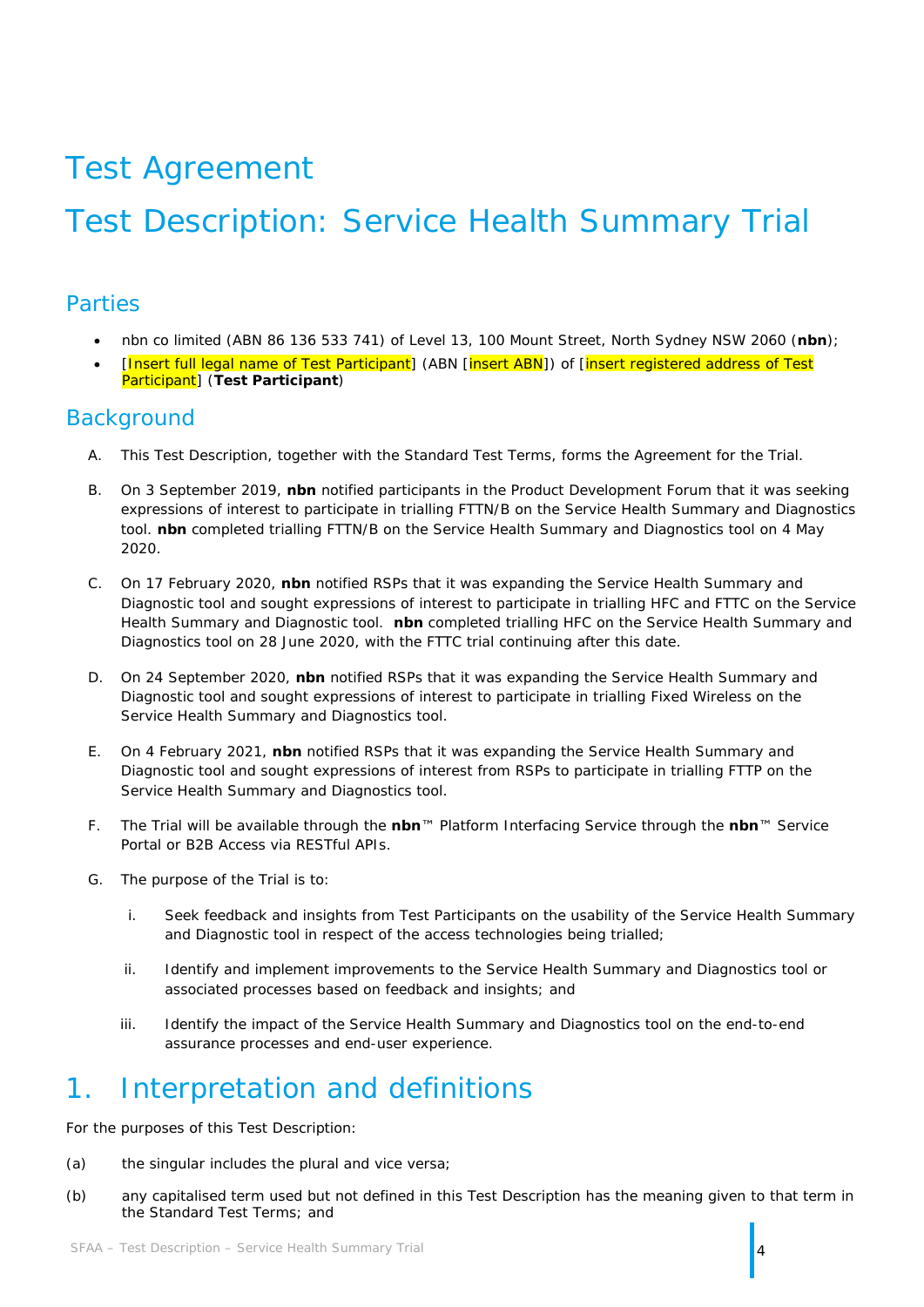# Test Agreement

# Test Description: Service Health Summary Trial

## Parties

- nbn co limited (ABN 86 136 533 741) of Level 13, 100 Mount Street, North Sydney NSW 2060 (**nbn**);
- [Insert full legal name of Test Participant] (ABN [insert ABN]) of [insert registered address of Test Participant] (**Test Participant**)

## Background

A. This Test Description, together with the Standard Test Terms, forms the Agreement for the Trial.

B. On 3 September 2019, **nbn** notified participants in the Product Development Forum that it was seeking expressions of interest to participate in trialling FTTN/B on the Service Health Summary and Diagnostics tool. **nbn** completed trialling FTTN/B on the Service Health Summary and Diagnostics tool on 4 May 2020.

C. On 17 February 2020, **nbn** notified RSPs that it was expanding the Service Health Summary and Diagnostic tool and sought expressions of interest to participate in trialling HFC and FTTC on the Service Health Summary and Diagnostic tool. **nbn** completed trialling HFC on the Service Health Summary and Diagnostics tool on 28 June 2020, with the FTTC trial continuing after this date.

D. On 24 September 2020, **nbn** notified RSPs that it was expanding the Service Health Summary and Diagnostic tool and sought expressions of interest to participate in trialling Fixed Wireless on the Service Health Summary and Diagnostics tool.

E. On 4 February 2021, **nbn** notified RSPs that it was expanding the Service Health Summary and Diagnostic tool and sought expressions of interest from RSPs to participate in trialling FTTP on the Service Health Summary and Diagnostics tool.

F. The Trial will be available through the **nbn**™ Platform Interfacing Service through the **nbn**™ Service Portal or B2B Access via RESTful APIs.

G. The purpose of the Trial is to:

   i. Seek feedback and insights from Test Participants on the usability of the Service Health Summary and Diagnostic tool in respect of the access technologies being trialled;

   ii. Identify and implement improvements to the Service Health Summary and Diagnostics tool or associated processes based on feedback and insights; and

   iii. Identify the impact of the Service Health Summary and Diagnostics tool on the end-to-end assurance processes and end-user experience.

# 1. Interpretation and definitions

For the purposes of this Test Description:

(a) the singular includes the plural and vice versa;

(b) any capitalised term used but not defined in this Test Description has the meaning given to that term in the Standard Test Terms; and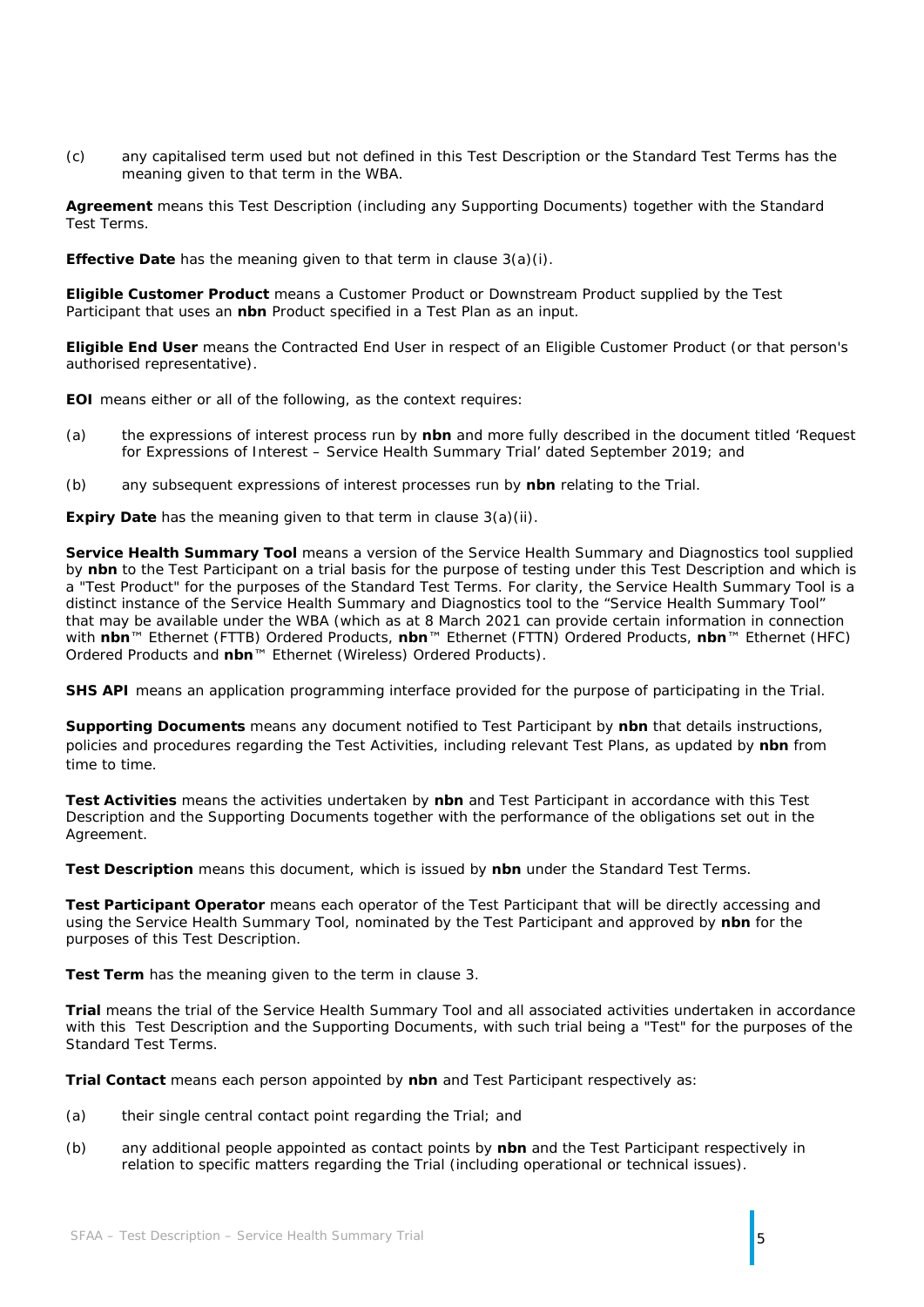(c) any capitalised term used but not defined in this Test Description or the Standard Test Terms has the meaning given to that term in the WBA.

**Agreement** means this Test Description (including any Supporting Documents) together with the Standard Test Terms.

**Effective Date** has the meaning given to that term in clause 3(a)(i).

**Eligible Customer Product** means a Customer Product or Downstream Product supplied by the Test Participant that uses an **nbn** Product specified in a Test Plan as an input.

**Eligible End User** means the Contracted End User in respect of an Eligible Customer Product (or that person's authorised representative).

**EOI** means either or all of the following, as the context requires:

(a) the expressions of interest process run by **nbn** and more fully described in the document titled 'Request for Expressions of Interest – Service Health Summary Trial' dated September 2019; and

(b) any subsequent expressions of interest processes run by **nbn** relating to the Trial.

**Expiry Date** has the meaning given to that term in clause 3(a)(ii).

**Service Health Summary Tool** means a version of the Service Health Summary and Diagnostics tool supplied by **nbn** to the Test Participant on a trial basis for the purpose of testing under this Test Description and which is a "Test Product" for the purposes of the Standard Test Terms. For clarity, the Service Health Summary Tool is a distinct instance of the Service Health Summary and Diagnostics tool to the "Service Health Summary Tool" that may be available under the WBA (which as at 8 March 2021 can provide certain information in connection with **nbn**™ Ethernet (FTTB) Ordered Products, **nbn**™ Ethernet (FTTN) Ordered Products, **nbn**™ Ethernet (HFC) Ordered Products and **nbn**™ Ethernet (Wireless) Ordered Products).

**SHS API** means an application programming interface provided for the purpose of participating in the Trial.

**Supporting Documents** means any document notified to Test Participant by **nbn** that details instructions, policies and procedures regarding the Test Activities, including relevant Test Plans, as updated by **nbn** from time to time.

**Test Activities** means the activities undertaken by **nbn** and Test Participant in accordance with this Test Description and the Supporting Documents together with the performance of the obligations set out in the Agreement.

**Test Description** means this document, which is issued by **nbn** under the Standard Test Terms.

**Test Participant Operator** means each operator of the Test Participant that will be directly accessing and using the Service Health Summary Tool, nominated by the Test Participant and approved by **nbn** for the purposes of this Test Description.

**Test Term** has the meaning given to the term in clause 3.

**Trial** means the trial of the Service Health Summary Tool and all associated activities undertaken in accordance with this Test Description and the Supporting Documents, with such trial being a "Test" for the purposes of the Standard Test Terms.

**Trial Contact** means each person appointed by **nbn** and Test Participant respectively as:

(a) their single central contact point regarding the Trial; and

(b) any additional people appointed as contact points by **nbn** and the Test Participant respectively in relation to specific matters regarding the Trial (including operational or technical issues).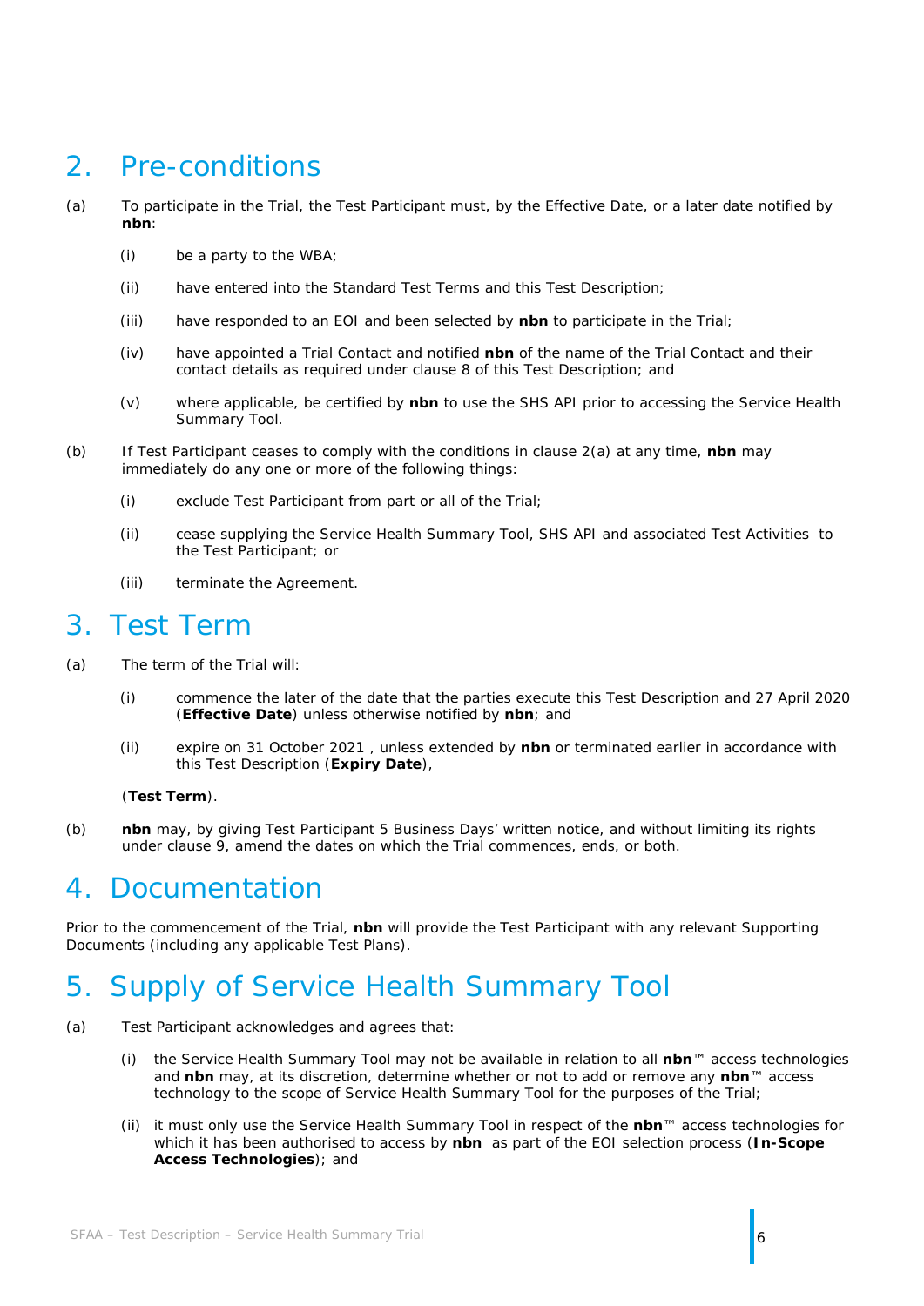## 2. Pre-conditions

(a) To participate in the Trial, the Test Participant must, by the Effective Date, or a later date notified by **nbn**:

(i) be a party to the WBA;

(ii) have entered into the Standard Test Terms and this Test Description;

(iii) have responded to an EOI and been selected by **nbn** to participate in the Trial;

(iv) have appointed a Trial Contact and notified **nbn** of the name of the Trial Contact and their contact details as required under clause 8 of this Test Description; and

(v) where applicable, be certified by **nbn** to use the SHS API prior to accessing the Service Health Summary Tool.

(b) If Test Participant ceases to comply with the conditions in clause 2(a) at any time, **nbn** may immediately do any one or more of the following things:

(i) exclude Test Participant from part or all of the Trial;

(ii) cease supplying the Service Health Summary Tool, SHS API and associated Test Activities to the Test Participant; or

(iii) terminate the Agreement.

## 3. Test Term

(a) The term of the Trial will:

(i) commence the later of the date that the parties execute this Test Description and 27 April 2020 (**Effective Date**) unless otherwise notified by **nbn**; and

(ii) expire on 31 October 2021 , unless extended by **nbn** or terminated earlier in accordance with this Test Description (**Expiry Date**),

(**Test Term**).

(b) **nbn** may, by giving Test Participant 5 Business Days' written notice, and without limiting its rights under clause 9, amend the dates on which the Trial commences, ends, or both.

## 4. Documentation

Prior to the commencement of the Trial, **nbn** will provide the Test Participant with any relevant Supporting Documents (including any applicable Test Plans).

## 5. Supply of Service Health Summary Tool

(a) Test Participant acknowledges and agrees that:

(i) the Service Health Summary Tool may not be available in relation to all **nbn**™ access technologies and **nbn** may, at its discretion, determine whether or not to add or remove any **nbn**™ access technology to the scope of Service Health Summary Tool for the purposes of the Trial;

(ii) it must only use the Service Health Summary Tool in respect of the **nbn**™ access technologies for which it has been authorised to access by **nbn** as part of the EOI selection process (**In-Scope Access Technologies**); and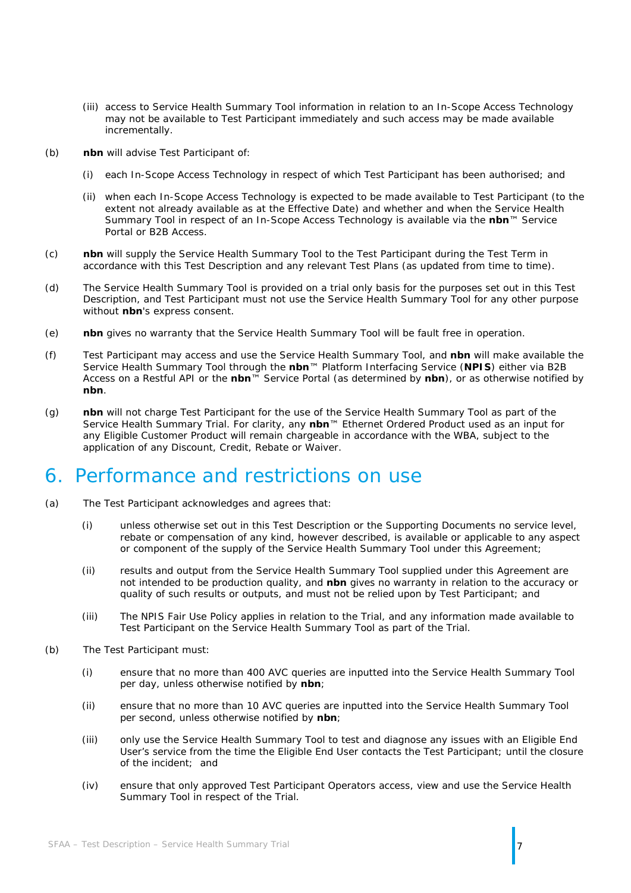(iii) access to Service Health Summary Tool information in relation to an In-Scope Access Technology may not be available to Test Participant immediately and such access may be made available incrementally.

(b) **nbn** will advise Test Participant of:

(i) each In-Scope Access Technology in respect of which Test Participant has been authorised; and

(ii) when each In-Scope Access Technology is expected to be made available to Test Participant (to the extent not already available as at the Effective Date) and whether and when the Service Health Summary Tool in respect of an In-Scope Access Technology is available via the **nbn**™ Service Portal or B2B Access.

(c) **nbn** will supply the Service Health Summary Tool to the Test Participant during the Test Term in accordance with this Test Description and any relevant Test Plans (as updated from time to time).

(d) The Service Health Summary Tool is provided on a trial only basis for the purposes set out in this Test Description, and Test Participant must not use the Service Health Summary Tool for any other purpose without **nbn**'s express consent.

(e) **nbn** gives no warranty that the Service Health Summary Tool will be fault free in operation.

(f) Test Participant may access and use the Service Health Summary Tool, and **nbn** will make available the Service Health Summary Tool through the **nbn**™ Platform Interfacing Service (**NPIS**) either via B2B Access on a Restful API or the **nbn**™ Service Portal (as determined by **nbn**), or as otherwise notified by **nbn**.

(g) **nbn** will not charge Test Participant for the use of the Service Health Summary Tool as part of the Service Health Summary Trial. For clarity, any **nbn**™ Ethernet Ordered Product used as an input for any Eligible Customer Product will remain chargeable in accordance with the WBA, subject to the application of any Discount, Credit, Rebate or Waiver.

# 6. Performance and restrictions on use

(a) The Test Participant acknowledges and agrees that:

(i) unless otherwise set out in this Test Description or the Supporting Documents no service level, rebate or compensation of any kind, however described, is available or applicable to any aspect or component of the supply of the Service Health Summary Tool under this Agreement;

(ii) results and output from the Service Health Summary Tool supplied under this Agreement are not intended to be production quality, and **nbn** gives no warranty in relation to the accuracy or quality of such results or outputs, and must not be relied upon by Test Participant; and

(iii) The NPIS Fair Use Policy applies in relation to the Trial, and any information made available to Test Participant on the Service Health Summary Tool as part of the Trial.

(b) The Test Participant must:

(i) ensure that no more than 400 AVC queries are inputted into the Service Health Summary Tool per day, unless otherwise notified by **nbn**;

(ii) ensure that no more than 10 AVC queries are inputted into the Service Health Summary Tool per second, unless otherwise notified by **nbn**;

(iii) only use the Service Health Summary Tool to test and diagnose any issues with an Eligible End User's service from the time the Eligible End User contacts the Test Participant; until the closure of the incident; and

(iv) ensure that only approved Test Participant Operators access, view and use the Service Health Summary Tool in respect of the Trial.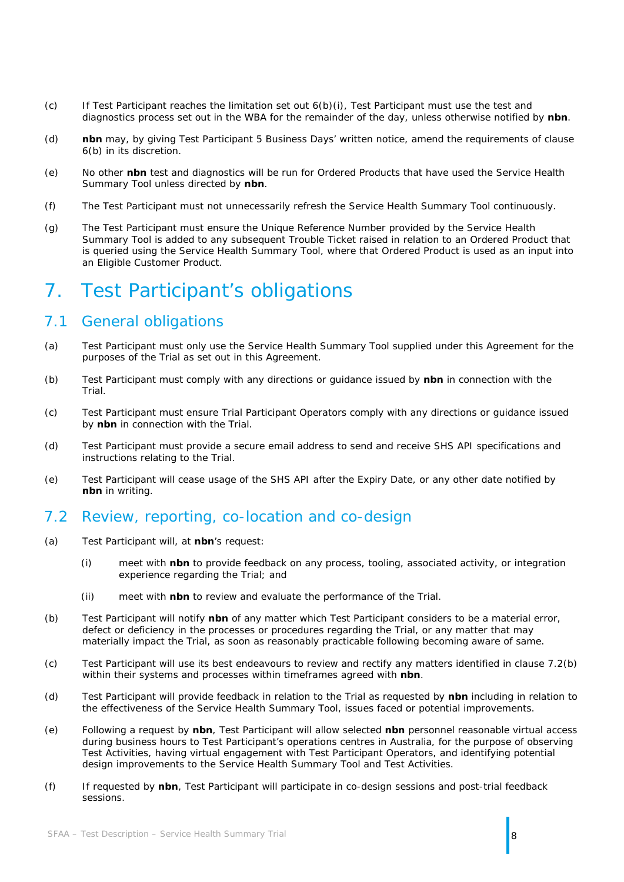(c) If Test Participant reaches the limitation set out 6(b)(i), Test Participant must use the test and diagnostics process set out in the WBA for the remainder of the day, unless otherwise notified by **nbn**.

(d) **nbn** may, by giving Test Participant 5 Business Days' written notice, amend the requirements of clause 6(b) in its discretion.

(e) No other **nbn** test and diagnostics will be run for Ordered Products that have used the Service Health Summary Tool unless directed by **nbn**.

(f) The Test Participant must not unnecessarily refresh the Service Health Summary Tool continuously.

(g) The Test Participant must ensure the Unique Reference Number provided by the Service Health Summary Tool is added to any subsequent Trouble Ticket raised in relation to an Ordered Product that is queried using the Service Health Summary Tool, where that Ordered Product is used as an input into an Eligible Customer Product.

# 7. Test Participant's obligations

## 7.1 General obligations

(a) Test Participant must only use the Service Health Summary Tool supplied under this Agreement for the purposes of the Trial as set out in this Agreement.

(b) Test Participant must comply with any directions or guidance issued by **nbn** in connection with the Trial.

(c) Test Participant must ensure Trial Participant Operators comply with any directions or guidance issued by **nbn** in connection with the Trial.

(d) Test Participant must provide a secure email address to send and receive SHS API specifications and instructions relating to the Trial.

(e) Test Participant will cease usage of the SHS API after the Expiry Date, or any other date notified by **nbn** in writing.

## 7.2 Review, reporting, co-location and co-design

(a) Test Participant will, at **nbn**'s request:

  (i) meet with **nbn** to provide feedback on any process, tooling, associated activity, or integration experience regarding the Trial; and

  (ii) meet with **nbn** to review and evaluate the performance of the Trial.

(b) Test Participant will notify **nbn** of any matter which Test Participant considers to be a material error, defect or deficiency in the processes or procedures regarding the Trial, or any matter that may materially impact the Trial, as soon as reasonably practicable following becoming aware of same.

(c) Test Participant will use its best endeavours to review and rectify any matters identified in clause 7.2(b) within their systems and processes within timeframes agreed with **nbn**.

(d) Test Participant will provide feedback in relation to the Trial as requested by **nbn** including in relation to the effectiveness of the Service Health Summary Tool, issues faced or potential improvements.

(e) Following a request by **nbn**, Test Participant will allow selected **nbn** personnel reasonable virtual access during business hours to Test Participant's operations centres in Australia, for the purpose of observing Test Activities, having virtual engagement with Test Participant Operators, and identifying potential design improvements to the Service Health Summary Tool and Test Activities.

(f) If requested by **nbn**, Test Participant will participate in co-design sessions and post-trial feedback sessions.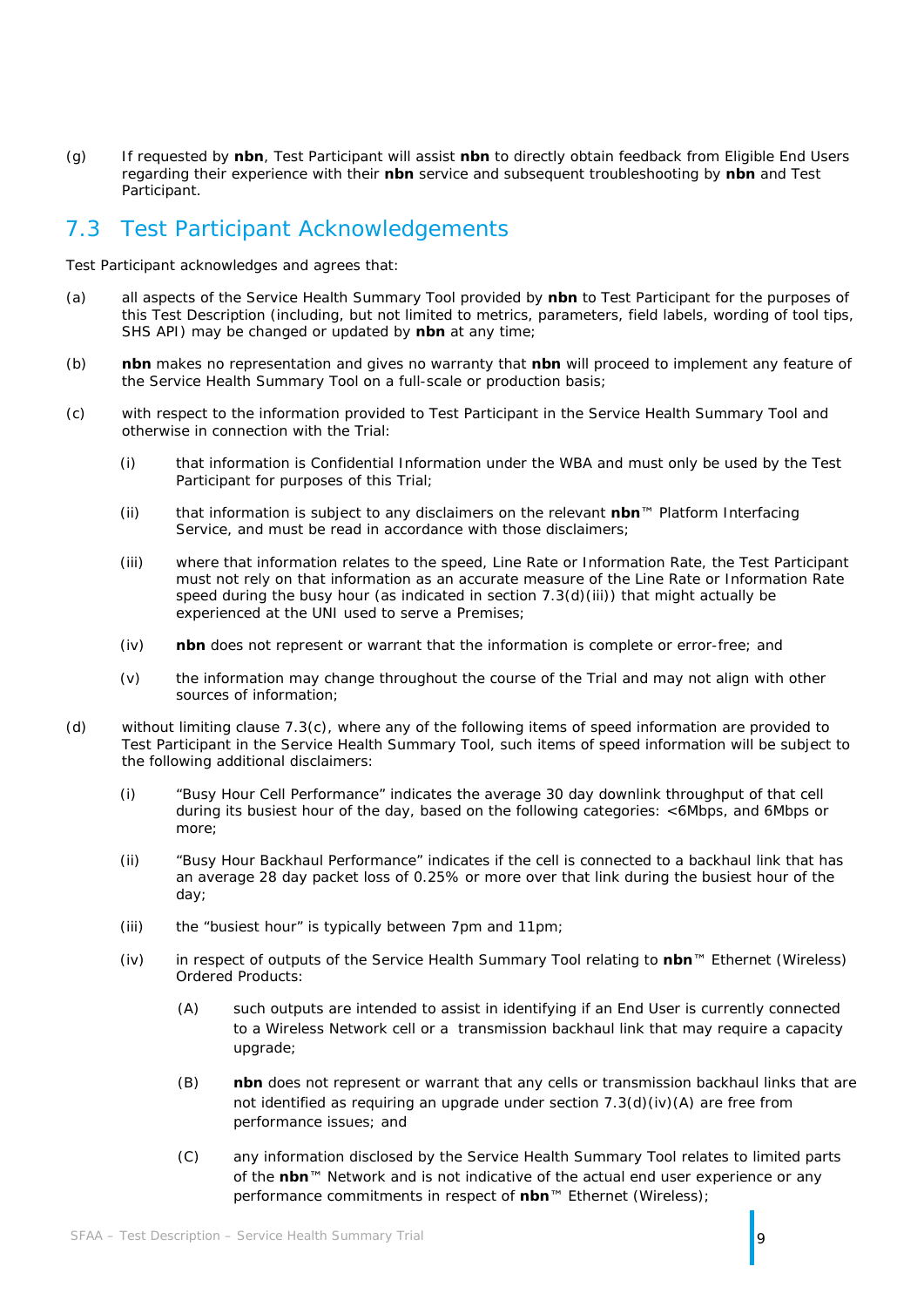(g) If requested by **nbn**, Test Participant will assist **nbn** to directly obtain feedback from Eligible End Users regarding their experience with their **nbn** service and subsequent troubleshooting by **nbn** and Test Participant.

## 7.3 Test Participant Acknowledgements

Test Participant acknowledges and agrees that:

(a) all aspects of the Service Health Summary Tool provided by **nbn** to Test Participant for the purposes of this Test Description (including, but not limited to metrics, parameters, field labels, wording of tool tips, SHS API) may be changed or updated by **nbn** at any time;

(b) **nbn** makes no representation and gives no warranty that **nbn** will proceed to implement any feature of the Service Health Summary Tool on a full-scale or production basis;

(c) with respect to the information provided to Test Participant in the Service Health Summary Tool and otherwise in connection with the Trial:

  (i) that information is Confidential Information under the WBA and must only be used by the Test Participant for purposes of this Trial;

  (ii) that information is subject to any disclaimers on the relevant **nbn**™ Platform Interfacing Service, and must be read in accordance with those disclaimers;

  (iii) where that information relates to the speed, Line Rate or Information Rate, the Test Participant must not rely on that information as an accurate measure of the Line Rate or Information Rate speed during the busy hour (as indicated in section 7.3(d)(iii)) that might actually be experienced at the UNI used to serve a Premises;

  (iv) **nbn** does not represent or warrant that the information is complete or error-free; and

  (v) the information may change throughout the course of the Trial and may not align with other sources of information;

(d) without limiting clause 7.3(c), where any of the following items of speed information are provided to Test Participant in the Service Health Summary Tool, such items of speed information will be subject to the following additional disclaimers:

  (i) "Busy Hour Cell Performance" indicates the average 30 day downlink throughput of that cell during its busiest hour of the day, based on the following categories: <6Mbps, and 6Mbps or more;

  (ii) "Busy Hour Backhaul Performance" indicates if the cell is connected to a backhaul link that has an average 28 day packet loss of 0.25% or more over that link during the busiest hour of the day;

  (iii) the "busiest hour" is typically between 7pm and 11pm;

  (iv) in respect of outputs of the Service Health Summary Tool relating to **nbn**™ Ethernet (Wireless) Ordered Products:

    (A) such outputs are intended to assist in identifying if an End User is currently connected to a Wireless Network cell or a transmission backhaul link that may require a capacity upgrade;

    (B) **nbn** does not represent or warrant that any cells or transmission backhaul links that are not identified as requiring an upgrade under section 7.3(d)(iv)(A) are free from performance issues; and

    (C) any information disclosed by the Service Health Summary Tool relates to limited parts of the **nbn**™ Network and is not indicative of the actual end user experience or any performance commitments in respect of **nbn**™ Ethernet (Wireless);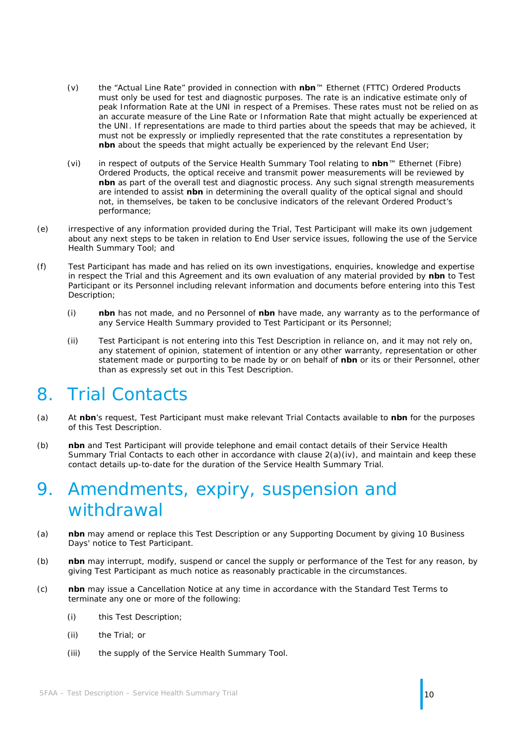(v) the "Actual Line Rate" provided in connection with **nbn**™ Ethernet (FTTC) Ordered Products must only be used for test and diagnostic purposes. The rate is an indicative estimate only of peak Information Rate at the UNI in respect of a Premises. These rates must not be relied on as an accurate measure of the Line Rate or Information Rate that might actually be experienced at the UNI. If representations are made to third parties about the speeds that may be achieved, it must not be expressly or impliedly represented that the rate constitutes a representation by **nbn** about the speeds that might actually be experienced by the relevant End User;

(vi) in respect of outputs of the Service Health Summary Tool relating to **nbn**™ Ethernet (Fibre) Ordered Products, the optical receive and transmit power measurements will be reviewed by **nbn** as part of the overall test and diagnostic process. Any such signal strength measurements are intended to assist **nbn** in determining the overall quality of the optical signal and should not, in themselves, be taken to be conclusive indicators of the relevant Ordered Product's performance;

(e) irrespective of any information provided during the Trial, Test Participant will make its own judgement about any next steps to be taken in relation to End User service issues, following the use of the Service Health Summary Tool; and

(f) Test Participant has made and has relied on its own investigations, enquiries, knowledge and expertise in respect the Trial and this Agreement and its own evaluation of any material provided by **nbn** to Test Participant or its Personnel including relevant information and documents before entering into this Test Description;

(i) **nbn** has not made, and no Personnel of **nbn** have made, any warranty as to the performance of any Service Health Summary provided to Test Participant or its Personnel;

(ii) Test Participant is not entering into this Test Description in reliance on, and it may not rely on, any statement of opinion, statement of intention or any other warranty, representation or other statement made or purporting to be made by or on behalf of **nbn** or its or their Personnel, other than as expressly set out in this Test Description.

# 8. Trial Contacts

(a) At **nbn**'s request, Test Participant must make relevant Trial Contacts available to **nbn** for the purposes of this Test Description.

(b) **nbn** and Test Participant will provide telephone and email contact details of their Service Health Summary Trial Contacts to each other in accordance with clause 2(a)(iv), and maintain and keep these contact details up-to-date for the duration of the Service Health Summary Trial.

# 9. Amendments, expiry, suspension and withdrawal

(a) **nbn** may amend or replace this Test Description or any Supporting Document by giving 10 Business Days' notice to Test Participant.

(b) **nbn** may interrupt, modify, suspend or cancel the supply or performance of the Test for any reason, by giving Test Participant as much notice as reasonably practicable in the circumstances.

(c) **nbn** may issue a Cancellation Notice at any time in accordance with the Standard Test Terms to terminate any one or more of the following:

(i) this Test Description;

(ii) the Trial; or

(iii) the supply of the Service Health Summary Tool.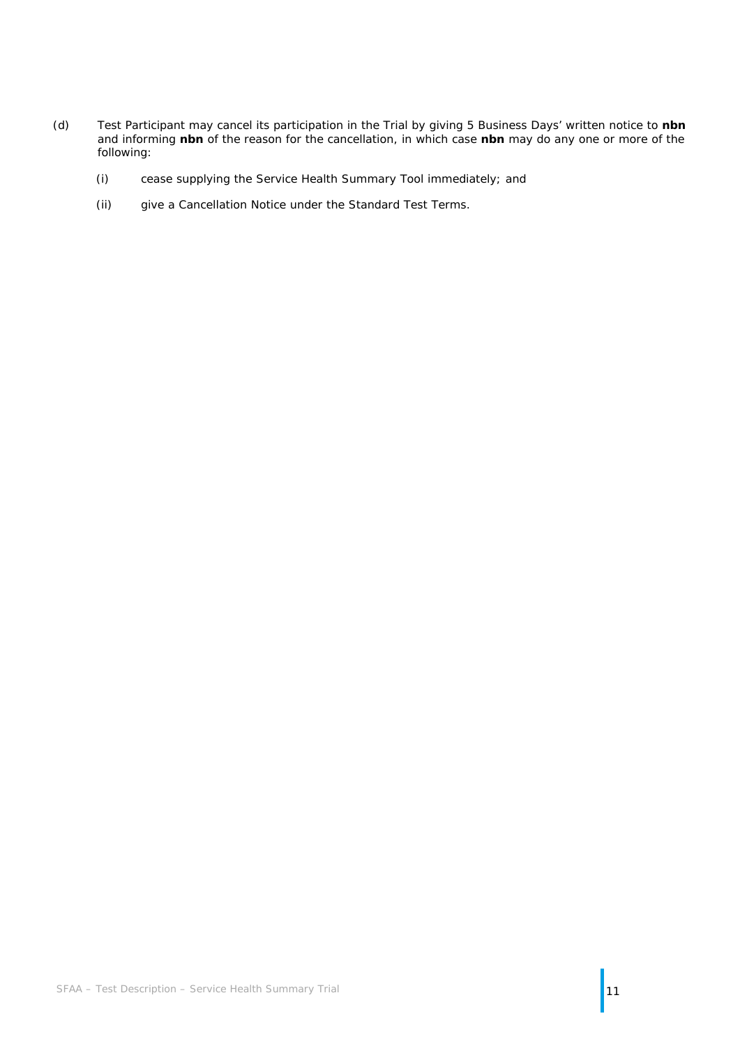(d) Test Participant may cancel its participation in the Trial by giving 5 Business Days' written notice to **nbn** and informing **nbn** of the reason for the cancellation, in which case **nbn** may do any one or more of the following:

   (i) cease supplying the Service Health Summary Tool immediately; and

   (ii) give a Cancellation Notice under the Standard Test Terms.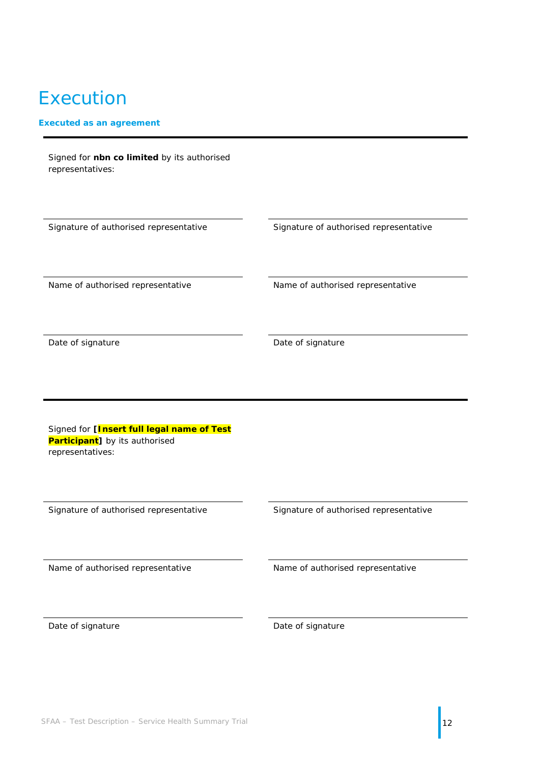# Execution

**Executed as an agreement**

---

Signed for **nbn co limited** by its authorised representatives:

| | |
|---|---|
| Signature of authorised representative | Signature of authorised representative |
| Name of authorised representative | Name of authorised representative |
| Date of signature | Date of signature |

---

Signed for **[Insert full legal name of Test Participant]** by its authorised representatives:

| | |
|---|---|
| Signature of authorised representative | Signature of authorised representative |
| Name of authorised representative | Name of authorised representative |
| Date of signature | Date of signature |